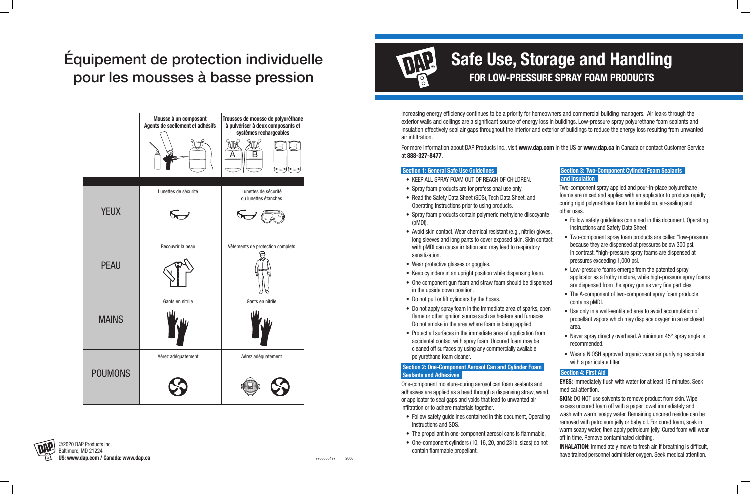# Équipement de protection individuelle pour les mousses à basse pression

| | Mousse à un composant Agents de scellement et adhésifs | Trousses de mousse de polyuréthane à pulvériser à deux composants et systèmes rechargeables |
|---|---|---|
| YEUX | Lunettes de sécurité | Lunettes de sécurité ou lunettes étanches |
| PEAU | Recouvrir la peau | Vêtements de protection complets |
| MAINS | Gants en nitrile | Gants en nitrile |
| POUMONS | Aérez adéquatement | Aérez adéquatement |

©2020 DAP Products Inc.
Baltimore, MD 21224
**US: www.dap.com / Canada: www.dap.ca**

9700050497 2006

# Safe Use, Storage and Handling

## FOR LOW-PRESSURE SPRAY FOAM PRODUCTS

Increasing energy efficiency continues to be a priority for homeowners and commercial building managers. Air leaks through the exterior walls and ceilings are a significant source of energy loss in buildings. Low-pressure spray polyurethane foam sealants and insulation effectively seal air gaps throughout the interior and exterior of buildings to reduce the energy loss resulting from unwanted air infiltration.

For more information about DAP Products Inc., visit **www.dap.com** in the US or **www.dap.ca** in Canada or contact Customer Service at **888-327-8477**.

### Section 1: General Safe Use Guidelines

- KEEP ALL SPRAY FOAM OUT OF REACH OF CHILDREN.
- Spray foam products are for professional use only.
- Read the Safety Data Sheet (SDS), Tech Data Sheet, and Operating Instructions prior to using products.
- Spray foam products contain polymeric methylene diisocyante (pMDI).
- Avoid skin contact. Wear chemical resistant (e.g., nitrile) gloves, long sleeves and long pants to cover exposed skin. Skin contact with pMDI can cause irritation and may lead to respiratory sensitization.
- Wear protective glasses or goggles.
- Keep cylinders in an upright position while dispensing foam.
- One component gun foam and straw foam should be dispensed in the upside down position.
- Do not pull or lift cylinders by the hoses.
- Do not apply spray foam in the immediate area of sparks, open flame or other ignition source such as heaters and furnaces. Do not smoke in the area where foam is being applied.
- Protect all surfaces in the immediate area of application from accidental contact with spray foam. Uncured foam may be cleaned off surfaces by using any commercially available polyurethane foam cleaner.

### Section 2: One-Component Aerosol Can and Cylinder Foam Sealants and Adhesives

One-component moisture-curing aerosol can foam sealants and adhesives are applied as a bead through a dispensing straw, wand, or applicator to seal gaps and voids that lead to unwanted air infiltration or to adhere materials together.

- Follow safety guidelines contained in this document, Operating Instructions and SDS.
- The propellant in one-component aerosol cans is flammable.
- One-component cylinders (10, 16, 20, and 23 lb. sizes) do not contain flammable propellant.

### Section 3: Two-Component Cylinder Foam Sealants and Insulation

Two-component spray applied and pour-in-place polyurethane foams are mixed and applied with an applicator to produce rapidly curing rigid polyurethane foam for insulation, air-sealing and other uses.

- Follow safety guidelines contained in this document, Operating Instructions and Safety Data Sheet.
- Two-component spray foam products are called “low-pressure” because they are dispensed at pressures below 300 psi. In contrast, “high-pressure spray foams are dispensed at pressures exceeding 1,000 psi.
- Low-pressure foams emerge from the patented spray applicator as a frothy mixture, while high-pressure spray foams are dispensed from the spray gun as very fine particles.
- The A-component of two-component spray foam products contains pMDI.
- Use only in a well-ventilated area to avoid accumulation of propellant vapors which may displace oxygen in an enclosed area.
- Never spray directly overhead. A minimum 45° spray angle is recommended.
- Wear a NIOSH approved organic vapor air purifying respirator with a particulate filter.

### Section 4: First Aid

**EYES:** Immediately flush with water for at least 15 minutes. Seek medical attention.

**SKIN:** DO NOT use solvents to remove product from skin. Wipe excess uncured foam off with a paper towel immediately and wash with warm, soapy water. Remaining uncured residue can be removed with petroleum jelly or baby oil. For cured foam, soak in warm soapy water, then apply petroleum jelly. Cured foam will wear off in time. Remove contaminated clothing.

**INHALATION:** Immediately move to fresh air. If breathing is difficult, have trained personnel administer oxygen. Seek medical attention.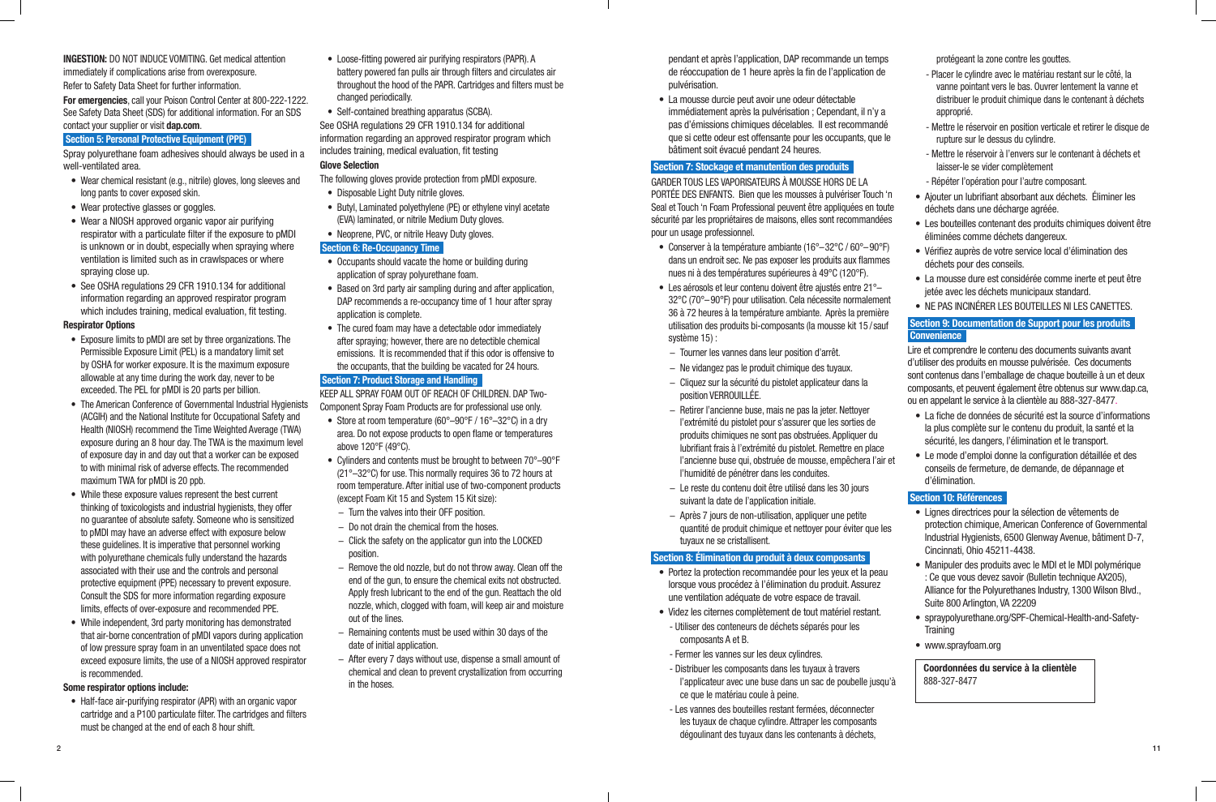**INGESTION:** DO NOT INDUCE VOMITING. Get medical attention immediately if complications arise from overexposure. Refer to Safety Data Sheet for further information.

**For emergencies**, call your Poison Control Center at 800-222-1222. See Safety Data Sheet (SDS) for additional information. For an SDS contact your supplier or visit **dap.com**.

## Section 5: Personal Protective Equipment (PPE)

Spray polyurethane foam adhesives should always be used in a well-ventilated area.

- Wear chemical resistant (e.g., nitrile) gloves, long sleeves and long pants to cover exposed skin.
- Wear protective glasses or goggles.
- Wear a NIOSH approved organic vapor air purifying respirator with a particulate filter if the exposure to pMDI is unknown or in doubt, especially when spraying where ventilation is limited such as in crawlspaces or where spraying close up.
- See OSHA regulations 29 CFR 1910.134 for additional information regarding an approved respirator program which includes training, medical evaluation, fit testing.

**Respirator Options**

- Exposure limits to pMDI are set by three organizations. The Permissible Exposure Limit (PEL) is a mandatory limit set by OSHA for worker exposure. It is the maximum exposure allowable at any time during the work day, never to be exceeded. The PEL for pMDI is 20 parts per billion.
- The American Conference of Governmental Industrial Hygienists (ACGIH) and the National Institute for Occupational Safety and Health (NIOSH) recommend the Time Weighted Average (TWA) exposure during an 8 hour day. The TWA is the maximum level of exposure day in and day out that a worker can be exposed to with minimal risk of adverse effects. The recommended maximum TWA for pMDI is 20 ppb.
- While these exposure values represent the best current thinking of toxicologists and industrial hygienists, they offer no guarantee of absolute safety. Someone who is sensitized to pMDI may have an adverse effect with exposure below these guidelines. It is imperative that personnel working with polyurethane chemicals fully understand the hazards associated with their use and the controls and personal protective equipment (PPE) necessary to prevent exposure. Consult the SDS for more information regarding exposure limits, effects of over-exposure and recommended PPE.
- While independent, 3rd party monitoring has demonstrated that air-borne concentration of pMDI vapors during application of low pressure spray foam in an unventilated space does not exceed exposure limits, the use of a NIOSH approved respirator is recommended.

**Some respirator options include:**

- Half-face air-purifying respirator (APR) with an organic vapor cartridge and a P100 particulate filter. The cartridges and filters must be changed at the end of each 8 hour shift.
- Loose-fitting powered air purifying respirators (PAPR). A battery powered fan pulls air through filters and circulates air throughout the hood of the PAPR. Cartridges and filters must be changed periodically.
- Self-contained breathing apparatus (SCBA).

See OSHA regulations 29 CFR 1910.134 for additional information regarding an approved respirator program which includes training, medical evaluation, fit testing

**Glove Selection**

The following gloves provide protection from pMDI exposure.

- Disposable Light Duty nitrile gloves.
- Butyl, Laminated polyethylene (PE) or ethylene vinyl acetate (EVA) laminated, or nitrile Medium Duty gloves.
- Neoprene, PVC, or nitrile Heavy Duty gloves.

## Section 6: Re-Occupancy Time

- Occupants should vacate the home or building during application of spray polyurethane foam.
- Based on 3rd party air sampling during and after application, DAP recommends a re-occupancy time of 1 hour after spray application is complete.
- The cured foam may have a detectable odor immediately after spraying; however, there are no detectible chemical emissions. It is recommended that if this odor is offensive to the occupants, that the building be vacated for 24 hours.

## Section 7: Product Storage and Handling

KEEP ALL SPRAY FOAM OUT OF REACH OF CHILDREN. DAP Two-Component Spray Foam Products are for professional use only.

- Store at room temperature (60°–90°F / 16°–32°C) in a dry area. Do not expose products to open flame or temperatures above 120°F (49°C).
- Cylinders and contents must be brought to between 70°–90°F (21°–32°C) for use. This normally requires 36 to 72 hours at room temperature. After initial use of two-component products (except Foam Kit 15 and System 15 Kit size):
  - Turn the valves into their OFF position.
  - Do not drain the chemical from the hoses.
  - Click the safety on the applicator gun into the LOCKED position.
  - Remove the old nozzle, but do not throw away. Clean off the end of the gun, to ensure the chemical exits not obstructed. Apply fresh lubricant to the end of the gun. Reattach the old nozzle, which, clogged with foam, will keep air and moisture out of the lines.
  - Remaining contents must be used within 30 days of the date of initial application.
  - After every 7 days without use, dispense a small amount of chemical and clean to prevent crystallization from occurring in the hoses.

pendant et après l'application, DAP recommande un temps de réoccupation de 1 heure après la fin de l'application de pulvérisation.

- La mousse durcie peut avoir une odeur détectable immédiatement après la pulvérisation ; Cependant, il n'y a pas d'émissions chimiques décelables. Il est recommandé que si cette odeur est offensante pour les occupants, que le bâtiment soit évacué pendant 24 heures.

## Section 7: Stockage et manutention des produits

GARDER TOUS LES VAPORISATEURS À MOUSSE HORS DE LA PORTÉE DES ENFANTS. Bien que les mousses à pulvériser Touch 'n Seal et Touch 'n Foam Professional peuvent être appliquées en toute sécurité par les propriétaires de maisons, elles sont recommandées pour un usage professionnel.

- Conserver à la température ambiante (16°–32°C / 60°–90°F) dans un endroit sec. Ne pas exposer les produits aux flammes nues ni à des températures supérieures à 49°C (120°F).
- Les aérosols et leur contenu doivent être ajustés entre 21°–32°C (70°–90°F) pour utilisation. Cela nécessite normalement 36 à 72 heures à la température ambiante. Après la première utilisation des produits bi-composants (la mousse kit 15 / sauf système 15) :
  - Tourner les vannes dans leur position d'arrêt.
  - Ne vidangez pas le produit chimique des tuyaux.
  - Cliquez sur la sécurité du pistolet applicateur dans la position VERROUILLÉE.
  - Retirer l'ancienne buse, mais ne pas la jeter. Nettoyer l'extrémité du pistolet pour s'assurer que les sorties de produits chimiques ne sont pas obstruées. Appliquer du lubrifiant frais à l'extrémité du pistolet. Remettre en place l'ancienne buse qui, obstruée de mousse, empêchera l'air et l'humidité de pénétrer dans les conduites.
  - Le reste du contenu doit être utilisé dans les 30 jours suivant la date de l'application initiale.
  - Après 7 jours de non-utilisation, appliquer une petite quantité de produit chimique et nettoyer pour éviter que les tuyaux ne se cristallisent.

## Section 8: Élimination du produit à deux composants

- Portez la protection recommandée pour les yeux et la peau lorsque vous procédez à l'élimination du produit. Assurez une ventilation adéquate de votre espace de travail.
- Videz les citernes complètement de tout matériel restant.
  - Utiliser des conteneurs de déchets séparés pour les composants A et B.
  - Fermer les vannes sur les deux cylindres.
  - Distribuer les composants dans les tuyaux à travers l'applicateur avec une buse dans un sac de poubelle jusqu'à ce que le matériau coule à peine.
  - Les vannes des bouteilles restant fermées, déconnecter les tuyaux de chaque cylindre. Attraper les composants dégoulinant des tuyaux dans les contenants à déchets, protégeant la zone contre les gouttes.
  - Placer le cylindre avec le matériau restant sur le côté, la vanne pointant vers le bas. Ouvrer lentement la vanne et distribuer le produit chimique dans le contenant à déchets approprié.
  - Mettre le réservoir en position verticale et retirer le disque de rupture sur le dessus du cylindre.
  - Mettre le réservoir à l'envers sur le contenant à déchets et laisser-le se vider complètement
  - Répéter l'opération pour l'autre composant.
- Ajouter un lubrifiant absorbant aux déchets. Éliminer les déchets dans une décharge agréée.
- Les bouteilles contenant des produits chimiques doivent être éliminées comme déchets dangereux.
- Vérifiez auprès de votre service local d'élimination des déchets pour des conseils.
- La mousse dure est considérée comme inerte et peut être jetée avec les déchets municipaux standard.
- NE PAS INCINÉRER LES BOUTEILLES NI LES CANETTES.

## Section 9: Documentation de Support pour les produits Convenience

Lire et comprendre le contenu des documents suivants avant d'utiliser des produits en mousse pulvérisée. Ces documents sont contenus dans l'emballage de chaque bouteille à un et deux composants, et peuvent également être obtenus sur www.dap.ca, ou en appelant le service à la clientèle au 888-327-8477.

- La fiche de données de sécurité est la source d'informations la plus complète sur le contenu du produit, la santé et la sécurité, les dangers, l'élimination et le transport.
- Le mode d'emploi donne la configuration détaillée et des conseils de fermeture, de demande, de dépannage et d'élimination.

## Section 10: Références

- Lignes directrices pour la sélection de vêtements de protection chimique, American Conference of Governmental Industrial Hygienists, 6500 Glenway Avenue, bâtiment D-7, Cincinnati, Ohio 45211-4438.
- Manipuler des produits avec le MDI et le MDI polymérique : Ce que vous devez savoir (Bulletin technique AX205), Alliance for the Polyurethanes Industry, 1300 Wilson Blvd., Suite 800 Arlington, VA 22209
- spraypolyurethane.org/SPF-Chemical-Health-and-Safety-Training
- www.sprayfoam.org

**Coordonnées du service à la clientèle**
888-327-8477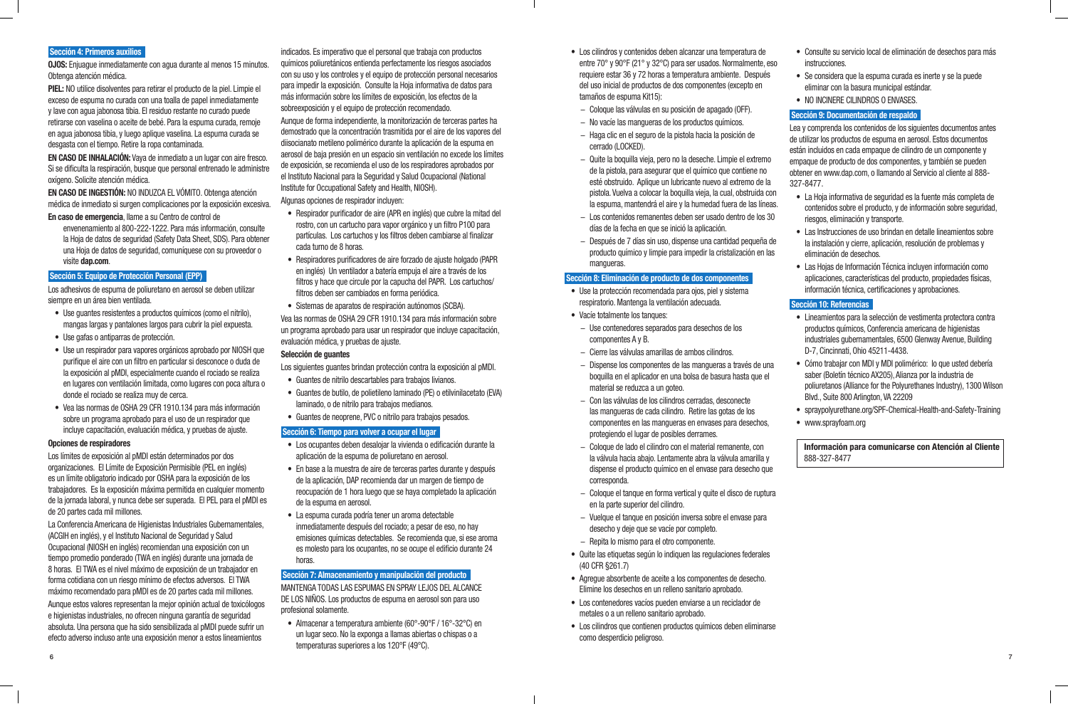## Sección 4: Primeros auxilios

**OJOS:** Enjuague inmediatamente con agua durante al menos 15 minutos. Obtenga atención médica.

**PIEL:** NO utilice disolventes para retirar el producto de la piel. Limpie el exceso de espuma no curada con una toalla de papel inmediatamente y lave con agua jabonosa tibia. El residuo restante no curado puede retirarse con vaselina o aceite de bebé. Para la espuma curada, remoje en agua jabonosa tibia, y luego aplique vaselina. La espuma curada se desgasta con el tiempo. Retire la ropa contaminada.

**EN CASO DE INHALACIÓN:** Vaya de inmediato a un lugar con aire fresco. Si se dificulta la respiración, busque que personal entrenado le administre oxígeno. Solicite atención médica.

**EN CASO DE INGESTIÓN:** NO INDUZCA EL VÓMITO. Obtenga atención médica de inmediato si surgen complicaciones por la exposición excesiva.

**En caso de emergencia**, llame a su Centro de control de envenenamiento al 800-222-1222. Para más información, consulte la Hoja de datos de seguridad (Safety Data Sheet, SDS). Para obtener una Hoja de datos de seguridad, comuníquese con su proveedor o visite **dap.com**.

## Sección 5: Equipo de Protección Personal (EPP)

Los adhesivos de espuma de poliuretano en aerosol se deben utilizar siempre en un área bien ventilada.

- Use guantes resistentes a productos químicos (como el nitrilo), mangas largas y pantalones largos para cubrir la piel expuesta.
- Use gafas o antiparras de protección.
- Use un respirador para vapores orgánicos aprobado por NIOSH que purifique el aire con un filtro en particular si desconoce o duda de la exposición al pMDI, especialmente cuando el rociado se realiza en lugares con ventilación limitada, como lugares con poca altura o donde el rociado se realiza muy de cerca.
- Vea las normas de OSHA 29 CFR 1910.134 para más información sobre un programa aprobado para el uso de un respirador que incluye capacitación, evaluación médica, y pruebas de ajuste.

### Opciones de respiradores

Los límites de exposición al pMDI están determinados por dos organizaciones. El Límite de Exposición Permisible (PEL en inglés) es un límite obligatorio indicado por OSHA para la exposición de los trabajadores. Es la exposición máxima permitida en cualquier momento de la jornada laboral, y nunca debe ser superada. El PEL para el pMDI es de 20 partes cada mil millones.

La Conferencia Americana de Higienistas Industriales Gubernamentales, (ACGIH en inglés), y el Instituto Nacional de Seguridad y Salud Ocupacional (NIOSH en inglés) recomiendan una exposición con un tiempo promedio ponderado (TWA en inglés) durante una jornada de 8 horas. El TWA es el nivel máximo de exposición de un trabajador en forma cotidiana con un riesgo mínimo de efectos adversos. El TWA máximo recomendado para pMDI es de 20 partes cada mil millones.

Aunque estos valores representan la mejor opinión actual de toxicólogos e higienistas industriales, no ofrecen ninguna garantía de seguridad absoluta. Una persona que ha sido sensibilizada al pMDI puede sufrir un efecto adverso incluso ante una exposición menor a estos lineamientos indicados. Es imperativo que el personal que trabaja con productos químicos poliuretánicos entienda perfectamente los riesgos asociados con su uso y los controles y el equipo de protección personal necesarios para impedir la exposición. Consulte la Hoja informativa de datos para más información sobre los límites de exposición, los efectos de la sobreexposición y el equipo de protección recomendado.

Aunque de forma independiente, la monitorización de terceras partes ha demostrado que la concentración trasmitida por el aire de los vapores del diisocianato metileno polimérico durante la aplicación de la espuma en aerosol de baja presión en un espacio sin ventilación no excede los límites de exposición, se recomienda el uso de los respiradores aprobados por el Instituto Nacional para la Seguridad y Salud Ocupacional (National Institute for Occupational Safety and Health, NIOSH).

Algunas opciones de respirador incluyen:

- Respirador purificador de aire (APR en inglés) que cubre la mitad del rostro, con un cartucho para vapor orgánico y un filtro P100 para partículas. Los cartuchos y los filtros deben cambiarse al finalizar cada turno de 8 horas.
- Respiradores purificadores de aire forzado de ajuste holgado (PAPR en inglés) Un ventilador a batería empuja el aire a través de los filtros y hace que circule por la capucha del PAPR. Los cartuchos/filtros deben ser cambiados en forma periódica.
- Sistemas de aparatos de respiración autónomos (SCBA).

Vea las normas de OSHA 29 CFR 1910.134 para más información sobre un programa aprobado para usar un respirador que incluye capacitación, evaluación médica, y pruebas de ajuste.

### Selección de guantes

Los siguientes guantes brindan protección contra la exposición al pMDI.

- Guantes de nitrilo descartables para trabajos livianos.
- Guantes de butilo, de polietileno laminado (PE) o etilvinilacetato (EVA) laminado, o de nitrilo para trabajos medianos.
- Guantes de neoprene, PVC o nitrilo para trabajos pesados.

## Sección 6: Tiempo para volver a ocupar el lugar

- Los ocupantes deben desalojar la vivienda o edificación durante la aplicación de la espuma de poliuretano en aerosol.
- En base a la muestra de aire de terceras partes durante y después de la aplicación, DAP recomienda dar un margen de tiempo de reocupación de 1 hora luego que se haya completado la aplicación de la espuma en aerosol.
- La espuma curada podría tener un aroma detectable inmediatamente después del rociado; a pesar de eso, no hay emisiones químicas detectables. Se recomienda que, si ese aroma es molesto para los ocupantes, no se ocupe el edificio durante 24 horas.

## Sección 7: Almacenamiento y manipulación del producto

MANTENGA TODAS LAS ESPUMAS EN SPRAY LEJOS DEL ALCANCE DE LOS NIÑOS. Los productos de espuma en aerosol son para uso profesional solamente.

- Almacenar a temperatura ambiente (60°-90°F / 16°-32°C) en un lugar seco. No la exponga a llamas abiertas o chispas o a temperaturas superiores a los 120°F (49°C).
- Los cilindros y contenidos deben alcanzar una temperatura de entre 70° y 90°F (21° y 32°C) para ser usados. Normalmente, eso requiere estar 36 y 72 horas a temperatura ambiente. Después del uso inicial de productos de dos componentes (excepto en tamaños de espuma Kit15):
  - Coloque las válvulas en su posición de apagado (OFF).
  - No vacíe las mangueras de los productos químicos.
  - Haga clic en el seguro de la pistola hacia la posición de cerrado (LOCKED).
  - Quite la boquilla vieja, pero no la deseche. Limpie el extremo de la pistola, para asegurar que el químico que contiene no esté obstruido. Aplique un lubricante nuevo al extremo de la pistola. Vuelva a colocar la boquilla vieja, la cual, obstruida con la espuma, mantendrá el aire y la humedad fuera de las líneas.
  - Los contenidos remanentes deben ser usado dentro de los 30 días de la fecha en que se inició la aplicación.
  - Después de 7 días sin uso, dispense una cantidad pequeña de producto químico y limpie para impedir la cristalización en las mangueras.

## Sección 8: Eliminación de producto de dos componentes

- Use la protección recomendada para ojos, piel y sistema respiratorio. Mantenga la ventilación adecuada.
- Vacíe totalmente los tanques:
  - Use contenedores separados para desechos de los componentes A y B.
  - Cierre las válvulas amarillas de ambos cilindros.
  - Dispense los componentes de las mangueras a través de una boquilla en el aplicador en una bolsa de basura hasta que el material se reduzca a un goteo.
  - Con las válvulas de los cilindros cerradas, desconecte las mangueras de cada cilindro. Retire las gotas de los componentes en las mangueras en envases para desechos, protegiendo el lugar de posibles derrames.
  - Coloque de lado el cilindro con el material remanente, con la válvula hacia abajo. Lentamente abra la válvula amarilla y dispense el producto químico en el envase para desecho que corresponda.
  - Coloque el tanque en forma vertical y quite el disco de ruptura en la parte superior del cilindro.
  - Vuelque el tanque en posición inversa sobre el envase para desecho y deje que se vacíe por completo.
  - Repita lo mismo para el otro componente.
- Quite las etiquetas según lo indiquen las regulaciones federales (40 CFR §261.7)
- Agregue absorbente de aceite a los componentes de desecho. Elimine los desechos en un relleno sanitario aprobado.
- Los contenedores vacíos pueden enviarse a un reciclador de metales o a un relleno sanitario aprobado.
- Los cilindros que contienen productos químicos deben eliminarse como desperdicio peligroso.
- Consulte su servicio local de eliminación de desechos para más instrucciones.
- Se considera que la espuma curada es inerte y se la puede eliminar con la basura municipal estándar.
- NO INCINERE CILINDROS O ENVASES.

## Sección 9: Documentación de respaldo

Lea y comprenda los contenidos de los siguientes documentos antes de utilizar los productos de espuma en aerosol. Estos documentos están incluidos en cada empaque de cilindro de un componente y empaque de producto de dos componentes, y también se pueden obtener en www.dap.com, o llamando al Servicio al cliente al 888-327-8477.

- La Hoja informativa de seguridad es la fuente más completa de contenidos sobre el producto, y de información sobre seguridad, riesgos, eliminación y transporte.
- Las Instrucciones de uso brindan en detalle lineamientos sobre la instalación y cierre, aplicación, resolución de problemas y eliminación de desechos.
- Las Hojas de Información Técnica incluyen información como aplicaciones, características del producto, propiedades físicas, información técnica, certificaciones y aprobaciones.

## Sección 10: Referencias

- Lineamientos para la selección de vestimenta protectora contra productos químicos, Conferencia americana de higienistas industriales gubernamentales, 6500 Glenway Avenue, Building D-7, Cincinnati, Ohio 45211-4438.
- Cómo trabajar con MDI y MDI polimérico: lo que usted debería saber (Boletín técnico AX205), Alianza por la industria de poliuretanos (Alliance for the Polyurethanes Industry), 1300 Wilson Blvd., Suite 800 Arlington, VA 22209
- spraypolyurethane.org/SPF-Chemical-Health-and-Safety-Training
- www.sprayfoam.org

**Información para comunicarse con Atención al Cliente**
888-327-8477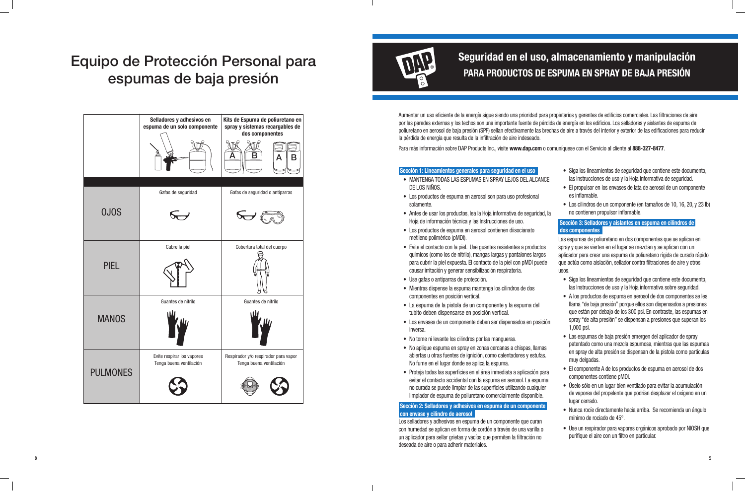# Equipo de Protección Personal para espumas de baja presión

| | Selladores y adhesivos en espuma de un solo componente | Kits de Espuma de poliuretano en spray y sistemas recargables de dos componentes |
|---|---|---|
| OJOS | Gafas de seguridad | Gafas de seguridad o antiparras |
| PIEL | Cubre la piel | Cobertura total del cuerpo |
| MANOS | Guantes de nitrilo | Guantes de nitrilo |
| PULMONES | Evite respirar los vapores<br>Tenga buena ventilación | Respirador y/o respirador para vapor<br>Tenga buena ventilación |

# Seguridad en el uso, almacenamiento y manipulación

## PARA PRODUCTOS DE ESPUMA EN SPRAY DE BAJA PRESIÓN

Aumentar un uso eficiente de la energía sigue siendo una prioridad para propietarios y gerentes de edificios comerciales. Las filtraciones de aire por las paredes externas y los techos son una importante fuente de pérdida de energía en los edificios. Los selladores y aislantes de espuma de poliuretano en aerosol de baja presión (SPF) sellan efectivamente las brechas de aire a través del interior y exterior de las edificaciones para reducir la pérdida de energía que resulta de la infiltración de aire indeseado.

Para más información sobre DAP Products Inc., visite **www.dap.com** o comuníquese con el Servicio al cliente al **888-327-8477**.

### Sección 1: Lineamientos generales para seguridad en el uso

- MANTENGA TODAS LAS ESPUMAS EN SPRAY LEJOS DEL ALCANCE DE LOS NIÑOS.
- Los productos de espuma en aerosol son para uso profesional solamente.
- Antes de usar los productos, lea la Hoja informativa de seguridad, la Hoja de información técnica y las Instrucciones de uso.
- Los productos de espuma en aerosol contienen diisocianato metileno polimérico (pMDI).
- Evite el contacto con la piel. Use guantes resistentes a productos químicos (como los de nitrilo), mangas largas y pantalones largos para cubrir la piel expuesta. El contacto de la piel con pMDI puede causar irritación y generar sensibilización respiratoria.
- Use gafas o antiparras de protección.
- Mientras dispense la espuma mantenga los cilindros de dos componentes en posición vertical.
- La espuma de la pistola de un componente y la espuma del tubito deben dispensarse en posición vertical.
- Los envases de un componente deben ser dispensados en posición inversa.
- No tome ni levante los cilindros por las mangueras.
- No aplique espuma en spray en zonas cercanas a chispas, llamas abiertas u otras fuentes de ignición, como calentadores y estufas. No fume en el lugar donde se aplica la espuma.
- Proteja todas las superficies en el área inmediata a aplicación para evitar el contacto accidental con la espuma en aerosol. La espuma no curada se puede limpiar de las superficies utilizando cualquier limpiador de espuma de poliuretano comercialmente disponible.

### Sección 2: Selladores y adhesivos en espuma de un componente con envase y cilindro de aerosol

Los selladores y adhesivos en espuma de un componente que curan con humedad se aplican en forma de cordón a través de una varilla o un aplicador para sellar grietas y vacíos que permiten la filtración no deseada de aire o para adherir materiales.

- Siga los lineamientos de seguridad que contiene este documento, las Instrucciones de uso y la Hoja informativa de seguridad.
- El propulsor en los envases de lata de aerosol de un componente es inflamable.
- Los cilindros de un componente (en tamaños de 10, 16, 20, y 23 lb) no contienen propulsor inflamable.

### Sección 3: Selladores y aislantes en espuma en cilindros de dos componentes

Las espumas de poliuretano en dos componentes que se aplican en spray y que se vierten en el lugar se mezclan y se aplican con un aplicador para crear una espuma de poliuretano rígida de curado rápido que actúa como aislación, sellador contra filtraciones de aire y otros usos.

- Siga los lineamientos de seguridad que contiene este documento, las Instrucciones de uso y la Hoja informativa sobre seguridad.
- A los productos de espuma en aerosol de dos componentes se les llama "de baja presión" porque ellos son dispensados a presiones que están por debajo de los 300 psi. En contraste, las espumas en spray "de alta presión" se dispensan a presiones que superan los 1,000 psi.
- Las espumas de baja presión emergen del aplicador de spray patentado como una mezcla espumosa, mientras que las espumas en spray de alta presión se dispensan de la pistola como partículas muy delgadas.
- El componente A de los productos de espuma en aerosol de dos componentes contiene pMDI.
- Úselo sólo en un lugar bien ventilado para evitar la acumulación de vapores del propelente que podrían desplazar el oxígeno en un lugar cerrado.
- Nunca rocíe directamente hacia arriba. Se recomienda un ángulo mínimo de rociado de 45°.
- Use un respirador para vapores orgánicos aprobado por NIOSH que purifique el aire con un filtro en particular.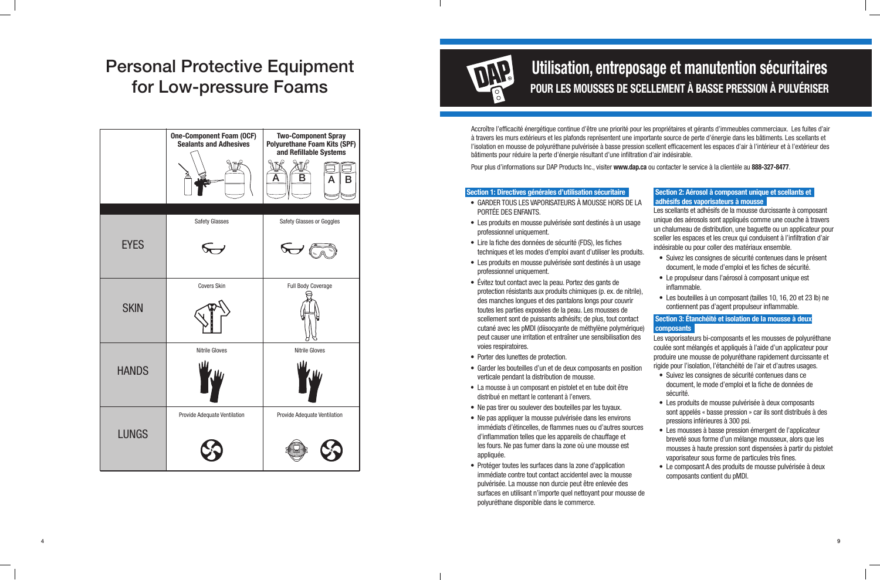# Personal Protective Equipment for Low-pressure Foams

| | One-Component Foam (OCF) Sealants and Adhesives | Two-Component Spray Polyurethane Foam Kits (SPF) and Refillable Systems |
|---|---|---|
| EYES | Safety Glasses | Safety Glasses or Goggles |
| SKIN | Covers Skin | Full Body Coverage |
| HANDS | Nitrile Gloves | Nitrile Gloves |
| LUNGS | Provide Adequate Ventilation | Provide Adequate Ventilation |

# Utilisation, entreposage et manutention sécuritaires

## POUR LES MOUSSES DE SCELLEMENT À BASSE PRESSION À PULVÉRISER

Accroître l'efficacité énergétique continue d'être une priorité pour les propriétaires et gérants d'immeubles commerciaux. Les fuites d'air à travers les murs extérieurs et les plafonds représentent une importante source de perte d'énergie dans les bâtiments. Les scellants et l'isolation en mousse de polyuréthane pulvérisée à basse pression scellent efficacement les espaces d'air à l'intérieur et à l'extérieur des bâtiments pour réduire la perte d'énergie résultant d'une infiltration d'air indésirable.

Pour plus d'informations sur DAP Products Inc., visiter **www.dap.ca** ou contacter le service à la clientèle au **888-327-8477**.

### Section 1: Directives générales d'utilisation sécuritaire

- GARDER TOUS LES VAPORISATEURS À MOUSSE HORS DE LA PORTÉE DES ENFANTS.
- Les produits en mousse pulvérisée sont destinés à un usage professionnel uniquement.
- Lire la fiche des données de sécurité (FDS), les fiches techniques et les modes d'emploi avant d'utiliser les produits.
- Les produits en mousse pulvérisée sont destinés à un usage professionnel uniquement.
- Évitez tout contact avec la peau. Portez des gants de protection résistants aux produits chimiques (p. ex. de nitrile), des manches longues et des pantalons longs pour couvrir toutes les parties exposées de la peau. Les mousses de scellement sont de puissants adhésifs; de plus, tout contact cutané avec les pMDI (diisocyante de méthylène polymérique) peut causer une irritation et entraîner une sensibilisation des voies respiratoires.
- Porter des lunettes de protection.
- Garder les bouteilles d'un et de deux composants en position verticale pendant la distribution de mousse.
- La mousse à un composant en pistolet et en tube doit être distribué en mettant le contenant à l'envers.
- Ne pas tirer ou soulever des bouteilles par les tuyaux.
- Ne pas appliquer la mousse pulvérisée dans les environs immédiats d'étincelles, de flammes nues ou d'autres sources d'inflammation telles que les appareils de chauffage et les fours. Ne pas fumer dans la zone où une mousse est appliquée.
- Protéger toutes les surfaces dans la zone d'application immédiate contre tout contact accidentel avec la mousse pulvérisée. La mousse non durcie peut être enlevée des surfaces en utilisant n'importe quel nettoyant pour mousse de polyuréthane disponible dans le commerce.

### Section 2: Aérosol à composant unique et scellants et adhésifs des vaporisateurs à mousse

Les scellants et adhésifs de la mousse durcissante à composant unique des aérosols sont appliqués comme une couche à travers un chalumeau de distribution, une baguette ou un applicateur pour sceller les espaces et les creux qui conduisent à l'infiltration d'air indésirable ou pour coller des matériaux ensemble.

- Suivez les consignes de sécurité contenues dans le présent document, le mode d'emploi et les fiches de sécurité.
- Le propulseur dans l'aérosol à composant unique est inflammable.
- Les bouteilles à un composant (tailles 10, 16, 20 et 23 lb) ne contiennent pas d'agent propulseur inflammable.

### Section 3: Étanchéité et isolation de la mousse à deux composants

Les vaporisateurs bi-composants et les mousses de polyuréthane coulée sont mélangés et appliqués à l'aide d'un applicateur pour produire une mousse de polyuréthane rapidement durcissante et rigide pour l'isolation, l'étanchéité de l'air et d'autres usages.

- Suivez les consignes de sécurité contenues dans ce document, le mode d'emploi et la fiche de données de sécurité.
- Les produits de mousse pulvérisée à deux composants sont appelés « basse pression » car ils sont distribués à des pressions inférieures à 300 psi.
- Les mousses à basse pression émergent de l'applicateur breveté sous forme d'un mélange mousseux, alors que les mousses à haute pression sont dispensées à partir du pistolet vaporisateur sous forme de particules très fines.
- Le composant A des produits de mousse pulvérisée à deux composants contient du pMDI.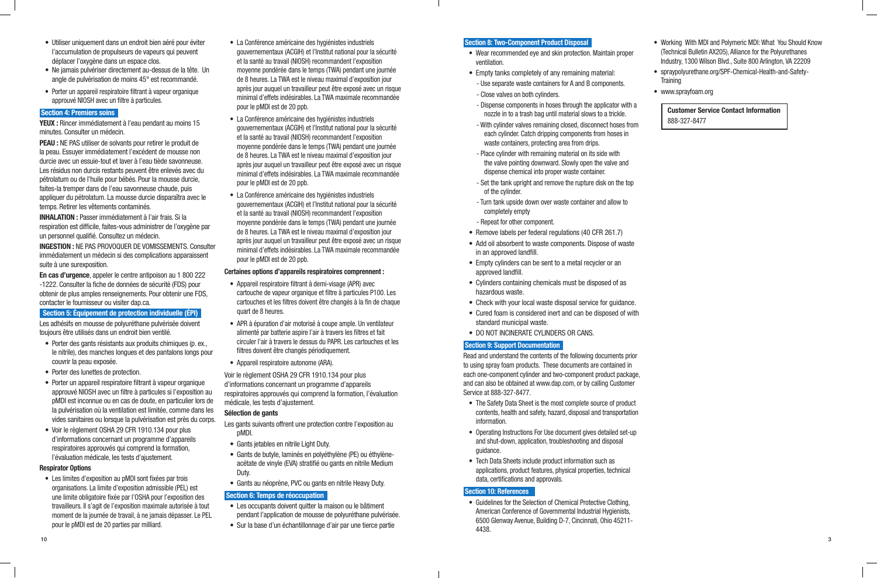- Utiliser uniquement dans un endroit bien aéré pour éviter l'accumulation de propulseurs de vapeurs qui peuvent déplacer l'oxygène dans un espace clos.
- Ne jamais pulvériser directement au-dessus de la tête. Un angle de pulvérisation de moins 45° est recommandé.
- Porter un appareil respiratoire filtrant à vapeur organique approuvé NIOSH avec un filtre à particules.

## Section 4: Premiers soins

**YEUX :** Rincer immédiatement à l'eau pendant au moins 15 minutes. Consulter un médecin.

**PEAU :** NE PAS utiliser de solvants pour retirer le produit de la peau. Essuyer immédiatement l'excédent de mousse non durcie avec un essuie-tout et laver à l'eau tiède savonneuse. Les résidus non durcis restants peuvent être enlevés avec du pétrolatum ou de l'huile pour bébés. Pour la mousse durcie, faites-la tremper dans de l'eau savonneuse chaude, puis appliquer du pétrolatum. La mousse durcie disparaîtra avec le temps. Retirer les vêtements contaminés.

**INHALATION :** Passer immédiatement à l'air frais. Si la respiration est difficile, faites-vous administrer de l'oxygène par un personnel qualifié. Consultez un médecin.

**INGESTION :** NE PAS PROVOQUER DE VOMISSEMENTS. Consulter immédiatement un médecin si des complications apparaissent suite à une surexposition.

**En cas d'urgence**, appeler le centre antipoison au 1 800 222 -1222. Consulter la fiche de données de sécurité (FDS) pour obtenir de plus amples renseignements. Pour obtenir une FDS, contacter le fournisseur ou visiter dap.ca.

## Section 5: Équipement de protection individuelle (ÉPI)

Les adhésifs en mousse de polyuréthane pulvérisée doivent toujours être utilisés dans un endroit bien ventilé.

- Porter des gants résistants aux produits chimiques (p. ex., le nitrile), des manches longues et des pantalons longs pour couvrir la peau exposée.
- Porter des lunettes de protection.
- Porter un appareil respiratoire filtrant à vapeur organique approuvé NIOSH avec un filtre à particules si l'exposition au pMDI est inconnue ou en cas de doute, en particulier lors de la pulvérisation où la ventilation est limitée, comme dans les vides sanitaires ou lorsque la pulvérisation est près du corps.
- Voir le règlement OSHA 29 CFR 1910.134 pour plus d'informations concernant un programme d'appareils respiratoires approuvés qui comprend la formation, l'évaluation médicale, les tests d'ajustement.

**Respirator Options**

- Les limites d'exposition au pMDI sont fixées par trois organisations. La limite d'exposition admissible (PEL) est une limite obligatoire fixée par l'OSHA pour l'exposition des travailleurs. Il s'agit de l'exposition maximale autorisée à tout moment de la journée de travail, à ne jamais dépasser. Le PEL pour le pMDI est de 20 parties par milliard.
- La Conférence américaine des hygiénistes industriels gouvernementaux (ACGIH) et l'Institut national pour la sécurité et la santé au travail (NIOSH) recommandent l'exposition moyenne pondérée dans le temps (TWA) pendant une journée de 8 heures. La TWA est le niveau maximal d'exposition jour après jour auquel un travailleur peut être exposé avec un risque minimal d'effets indésirables. La TWA maximale recommandée pour le pMDI est de 20 ppb.
- La Conférence américaine des hygiénistes industriels gouvernementaux (ACGIH) et l'Institut national pour la sécurité et la santé au travail (NIOSH) recommandent l'exposition moyenne pondérée dans le temps (TWA) pendant une journée de 8 heures. La TWA est le niveau maximal d'exposition jour après jour auquel un travailleur peut être exposé avec un risque minimal d'effets indésirables. La TWA maximale recommandée pour le pMDI est de 20 ppb.
- La Conférence américaine des hygiénistes industriels gouvernementaux (ACGIH) et l'Institut national pour la sécurité et la santé au travail (NIOSH) recommandent l'exposition moyenne pondérée dans le temps (TWA) pendant une journée de 8 heures. La TWA est le niveau maximal d'exposition jour après jour auquel un travailleur peut être exposé avec un risque minimal d'effets indésirables. La TWA maximale recommandée pour le pMDI est de 20 ppb.

**Certaines options d'appareils respiratoires comprennent :**

- Appareil respiratoire filtrant à demi-visage (APR) avec cartouche de vapeur organique et filtre à particules P100. Les cartouches et les filtres doivent être changés à la fin de chaque quart de 8 heures.
- APR à épuration d'air motorisé à coupe ample. Un ventilateur alimenté par batterie aspire l'air à travers les filtres et fait circuler l'air à travers le dessus du PAPR. Les cartouches et les filtres doivent être changés périodiquement.
- Appareil respiratoire autonome (ARA).

Voir le règlement OSHA 29 CFR 1910.134 pour plus d'informations concernant un programme d'appareils respiratoires approuvés qui comprend la formation, l'évaluation médicale, les tests d'ajustement.

**Sélection de gants**

Les gants suivants offrent une protection contre l'exposition au pMDI.

- Gants jetables en nitrile Light Duty.
- Gants de butyle, laminés en polyéthylène (PE) ou éthylène-acétate de vinyle (EVA) stratifié ou gants en nitrile Medium Duty.
- Gants au néoprène, PVC ou gants en nitrile Heavy Duty.

## Section 6: Temps de réoccupation

- Les occupants doivent quitter la maison ou le bâtiment pendant l'application de mousse de polyuréthane pulvérisée.
- Sur la base d'un échantillonnage d'air par une tierce partie

## Section 8: Two-Component Product Disposal

- Wear recommended eye and skin protection. Maintain proper ventilation.
- Empty tanks completely of any remaining material:
  - Use separate waste containers for A and B components.
  - Close valves on both cylinders.
  - Dispense components in hoses through the applicator with a nozzle in to a trash bag until material slows to a trickle.
  - With cylinder valves remaining closed, disconnect hoses from each cylinder. Catch dripping components from hoses in waste containers, protecting area from drips.
  - Place cylinder with remaining material on its side with the valve pointing downward. Slowly open the valve and dispense chemical into proper waste container.
  - Set the tank upright and remove the rupture disk on the top of the cylinder.
  - Turn tank upside down over waste container and allow to completely empty
  - Repeat for other component.
- Remove labels per federal regulations (40 CFR 261.7)
- Add oil absorbent to waste components. Dispose of waste in an approved landfill.
- Empty cylinders can be sent to a metal recycler or an approved landfill.
- Cylinders containing chemicals must be disposed of as hazardous waste.
- Check with your local waste disposal service for guidance.
- Cured foam is considered inert and can be disposed of with standard municipal waste.
- DO NOT INCINERATE CYLINDERS OR CANS.

## Section 9: Support Documentation

Read and understand the contents of the following documents prior to using spray foam products. These documents are contained in each one-component cylinder and two-component product package, and can also be obtained at www.dap.com, or by calling Customer Service at 888-327-8477.

- The Safety Data Sheet is the most complete source of product contents, health and safety, hazard, disposal and transportation information.
- Operating Instructions For Use document gives detailed set-up and shut-down, application, troubleshooting and disposal guidance.
- Tech Data Sheets include product information such as applications, product features, physical properties, technical data, certifications and approvals.

## Section 10: References

- Guidelines for the Selection of Chemical Protective Clothing, American Conference of Governmental Industrial Hygienists, 6500 Glenway Avenue, Building D-7, Cincinnati, Ohio 45211-4438.
- Working With MDI and Polymeric MDI: What You Should Know (Technical Bulletin AX205), Alliance for the Polyurethanes Industry, 1300 Wilson Blvd., Suite 800 Arlington, VA 22209
- spraypolyurethane.org/SPF-Chemical-Health-and-Safety-Training
- www.sprayfoam.org

**Customer Service Contact Information**
888-327-8477